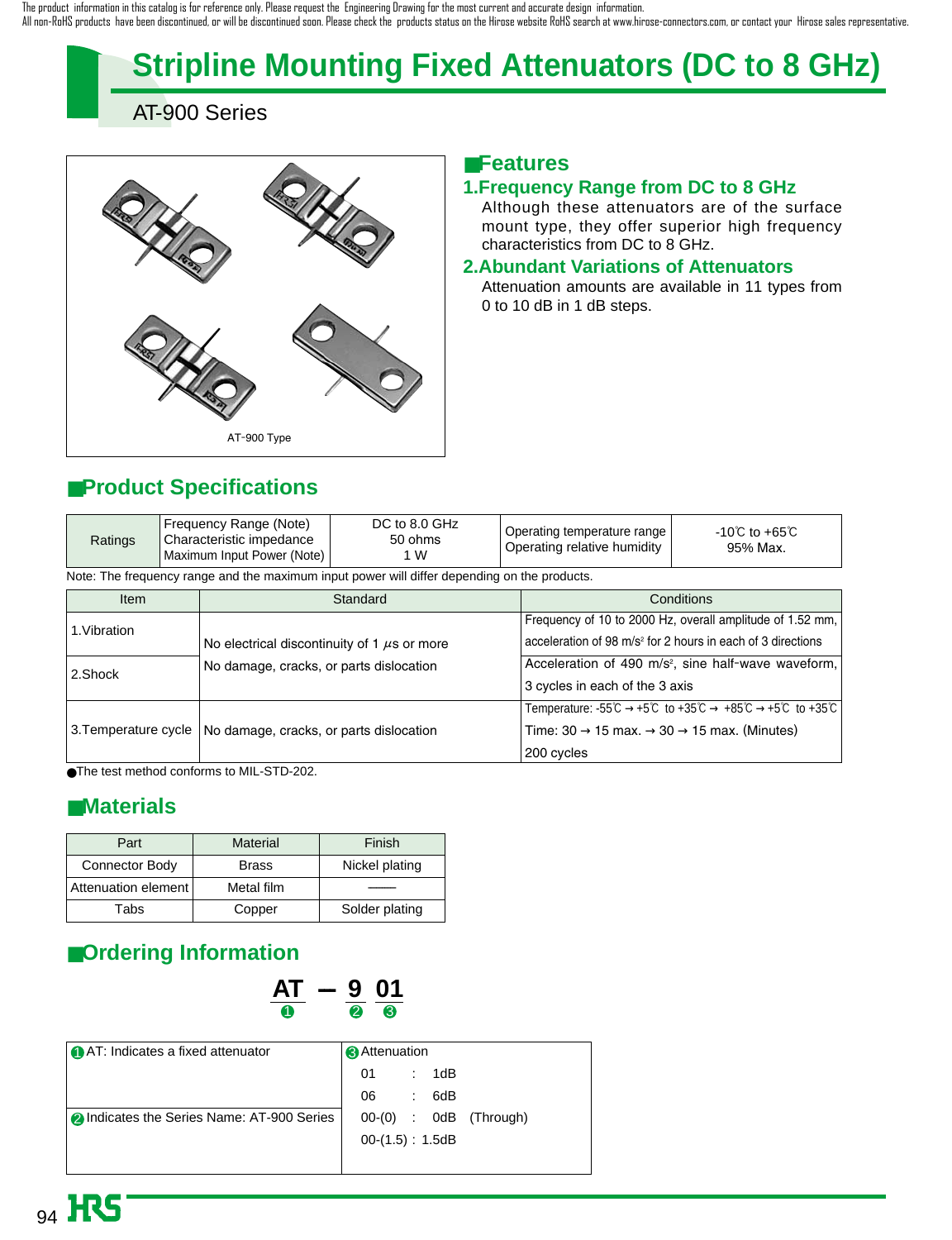The product information in this catalog is for reference only. Please request the Engineering Drawing for the most current and accurate design information.
All non-RoHS products have been discontinued, or will be discontinued soon. Please check the products status on the Hirose website RoHS search at www.hirose-connectors.com, or contact your Hirose sales representative.

# Stripline Mounting Fixed Attenuators (DC to 8 GHz)

AT-900 Series

AT-900 Type

## ■Features

### 1.Frequency Range from DC to 8 GHz

Although these attenuators are of the surface mount type, they offer superior high frequency characteristics from DC to 8 GHz.

### 2.Abundant Variations of Attenuators

Attenuation amounts are available in 11 types from 0 to 10 dB in 1 dB steps.

## ■Product Specifications

| Ratings | Frequency Range (Note)<br>Characteristic impedance<br>Maximum Input Power (Note) | DC to 8.0 GHz<br>50 ohms<br>1 W | Operating temperature range<br>Operating relative humidity | -10℃ to +65℃<br>95% Max. |
|---|---|---|---|---|

Note: The frequency range and the maximum input power will differ depending on the products.

| Item | Standard | Conditions |
|---|---|---|
| 1.Vibration | No electrical discontinuity of 1 $\mu$s or more<br>No damage, cracks, or parts dislocation | Frequency of 10 to 2000 Hz, overall amplitude of 1.52 mm, acceleration of 98 m/s² for 2 hours in each of 3 directions |
| 2.Shock | | Acceleration of 490 m/s², sine half-wave waveform, 3 cycles in each of the 3 axis |
| 3.Temperature cycle | No damage, cracks, or parts dislocation | Temperature: -55℃ → +5℃ to +35℃ → +85℃ → +5℃ to +35℃<br>Time: 30 → 15 max. → 30 → 15 max. (Minutes)<br>200 cycles |

●The test method conforms to MIL-STD-202.

## ■Materials

| Part | Material | Finish |
|---|---|---|
| Connector Body | Brass | Nickel plating |
| Attenuation element | Metal film | —— |
| Tabs | Copper | Solder plating |

## ■Ordering Information

**AT — 9 01**
❶ ❷ ❸

| ❶AT: Indicates a fixed attenuator | ❸Attenuation<br>01 : 1dB<br>06 : 6dB<br>00-(0) : 0dB (Through)<br>00-(1.5) : 1.5dB |
|---|---|
| ❷Indicates the Series Name: AT-900 Series | |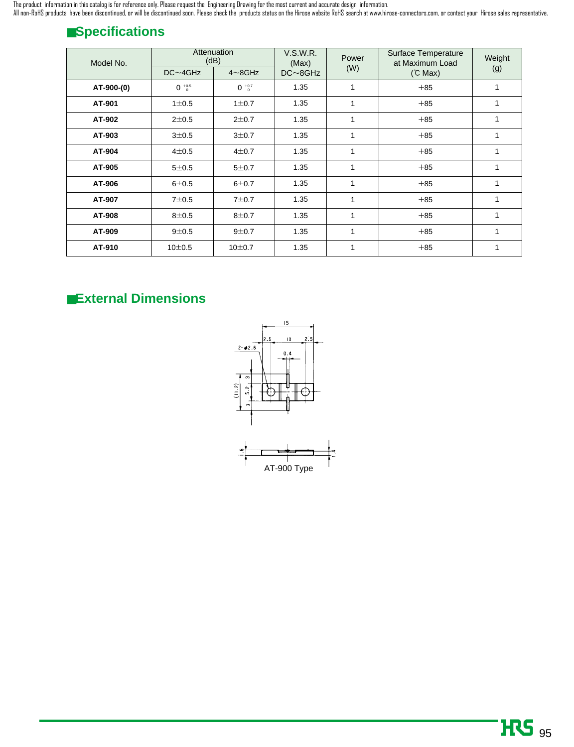The product information in this catalog is for reference only. Please request the Engineering Drawing for the most current and accurate design information.
All non-RoHS products have been discontinued, or will be discontinued soon. Please check the products status on the Hirose website RoHS search at www.hirose-connectors.com, or contact your Hirose sales representative.

## ■Specifications

| Model No. | Attenuation (dB) | | V.S.W.R. (Max) | Power (W) | Surface Temperature at Maximum Load (℃ Max) | Weight (g) |
|---|---|---|---|---|---|---|
| | DC∼4GHz | 4∼8GHz | DC∼8GHz | | | |
| **AT-900-(0)** | $0^{+0.5}_{0}$ | $0^{+0.7}_{0}$ | 1.35 | 1 | +85 | 1 |
| **AT-901** | 1±0.5 | 1±0.7 | 1.35 | 1 | +85 | 1 |
| **AT-902** | 2±0.5 | 2±0.7 | 1.35 | 1 | +85 | 1 |
| **AT-903** | 3±0.5 | 3±0.7 | 1.35 | 1 | +85 | 1 |
| **AT-904** | 4±0.5 | 4±0.7 | 1.35 | 1 | +85 | 1 |
| **AT-905** | 5±0.5 | 5±0.7 | 1.35 | 1 | +85 | 1 |
| **AT-906** | 6±0.5 | 6±0.7 | 1.35 | 1 | +85 | 1 |
| **AT-907** | 7±0.5 | 7±0.7 | 1.35 | 1 | +85 | 1 |
| **AT-908** | 8±0.5 | 8±0.7 | 1.35 | 1 | +85 | 1 |
| **AT-909** | 9±0.5 | 9±0.7 | 1.35 | 1 | +85 | 1 |
| **AT-910** | 10±0.5 | 10±0.7 | 1.35 | 1 | +85 | 1 |

## ■External Dimensions

AT-900 Type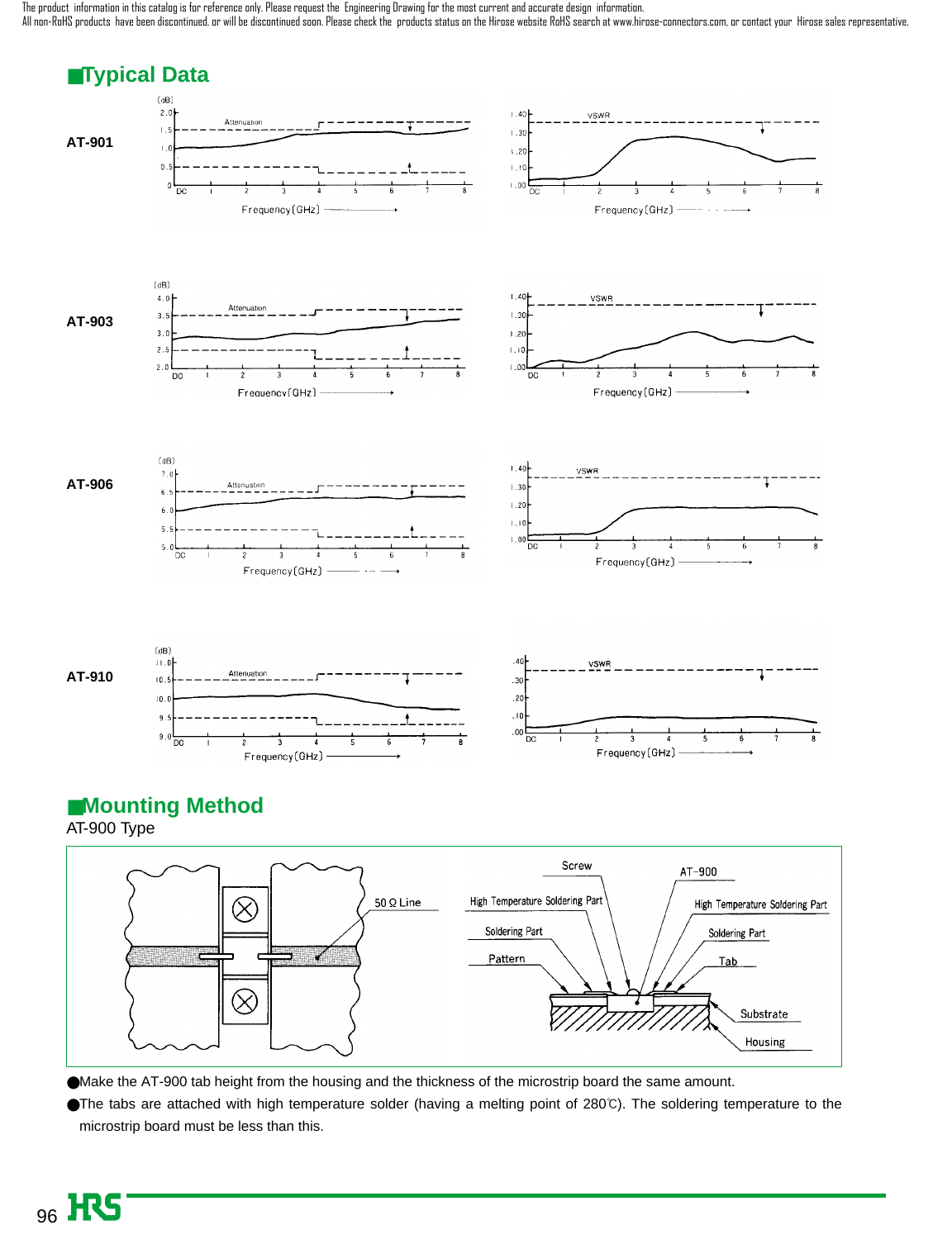The product information in this catalog is for reference only. Please request the Engineering Drawing for the most current and accurate design information.
All non-RoHS products have been discontinued, or will be discontinued soon. Please check the products status on the Hirose website RoHS search at www.hirose-connectors.com, or contact your Hirose sales representative.

## ■Typical Data

AT-901

AT-903

AT-906

AT-910

## ■Mounting Method

AT-900 Type

●Make the AT-900 tab height from the housing and the thickness of the microstrip board the same amount.

●The tabs are attached with high temperature solder (having a melting point of 280℃). The soldering temperature to the microstrip board must be less than this.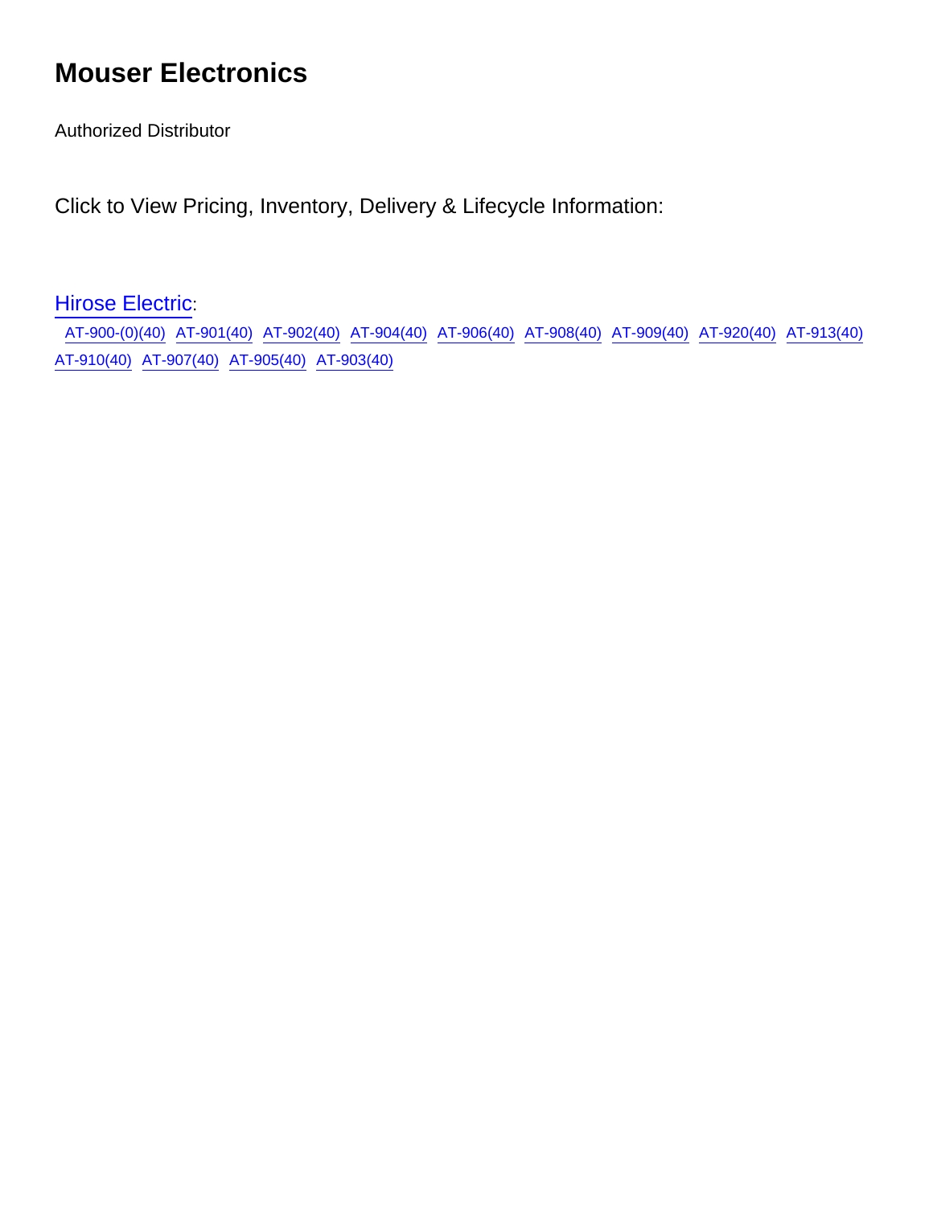# Mouser Electronics

Authorized Distributor

Click to View Pricing, Inventory, Delivery & Lifecycle Information:

Hirose Electric:

AT-900-(0)(40) AT-901(40) AT-902(40) AT-904(40) AT-906(40) AT-908(40) AT-909(40) AT-920(40) AT-913(40) AT-910(40) AT-907(40) AT-905(40) AT-903(40)